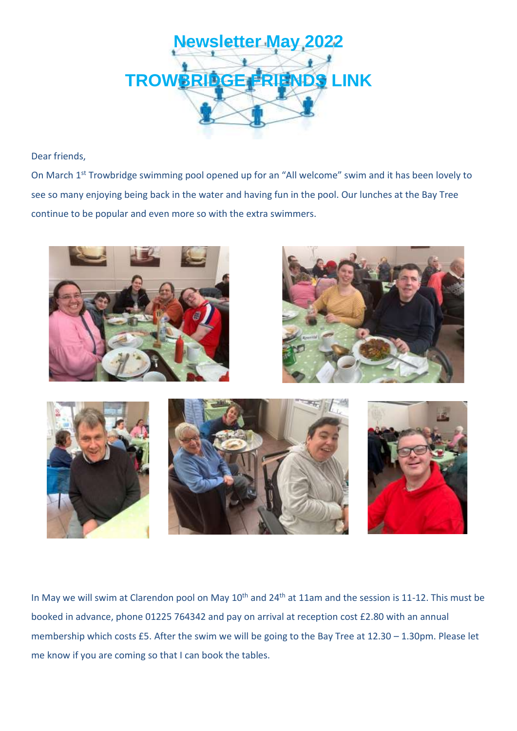# Newsletter May 2022

# TROWBRIDGE FRIENDS LINK

Dear friends,

On March 1st Trowbridge swimming pool opened up for an "All welcome" swim and it has been lovely to see so many enjoying being back in the water and having fun in the pool. Our lunches at the Bay Tree continue to be popular and even more so with the extra swimmers.

In May we will swim at Clarendon pool on May 10th and 24th at 11am and the session is 11-12. This must be booked in advance, phone 01225 764342 and pay on arrival at reception cost £2.80 with an annual membership which costs £5. After the swim we will be going to the Bay Tree at 12.30 – 1.30pm. Please let me know if you are coming so that I can book the tables.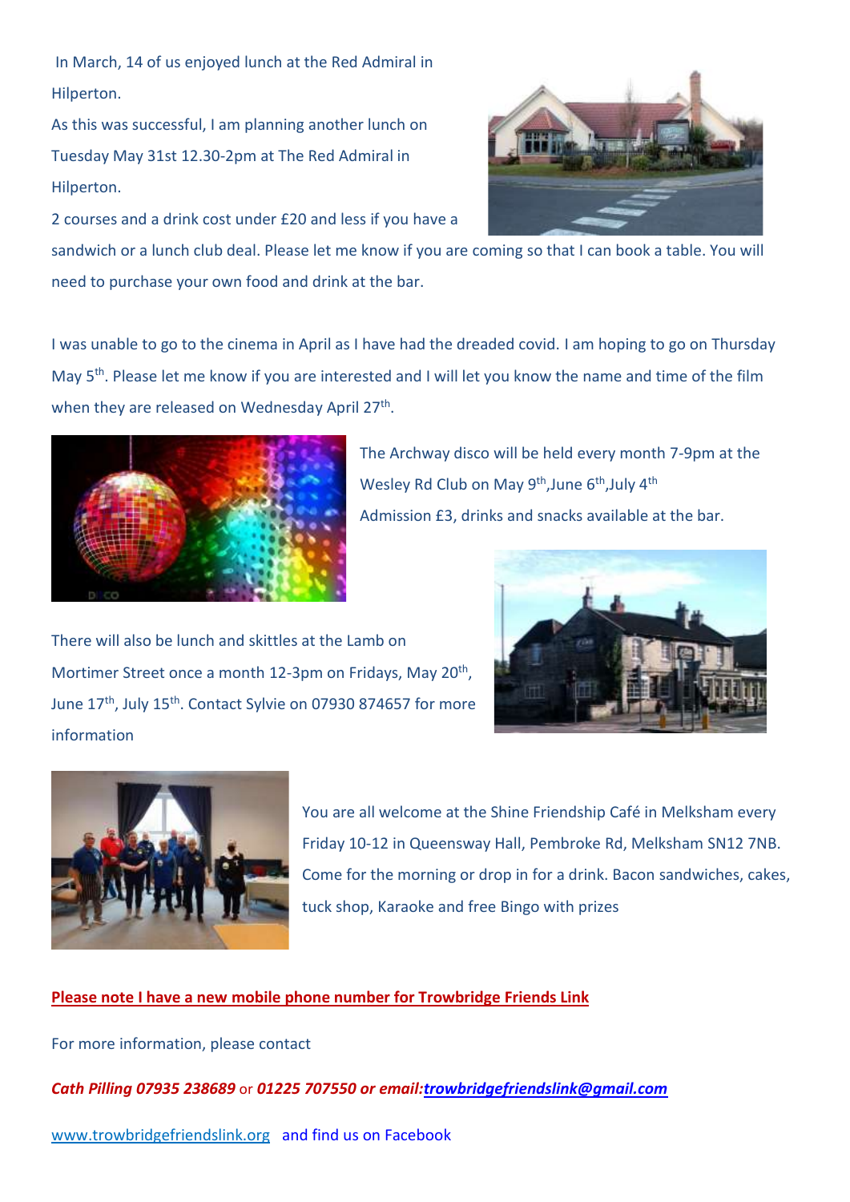In March, 14 of us enjoyed lunch at the Red Admiral in Hilperton.

As this was successful, I am planning another lunch on Tuesday May 31st 12.30-2pm at The Red Admiral in Hilperton.

2 courses and a drink cost under £20 and less if you have a sandwich or a lunch club deal. Please let me know if you are coming so that I can book a table. You will need to purchase your own food and drink at the bar.

I was unable to go to the cinema in April as I have had the dreaded covid. I am hoping to go on Thursday May 5th. Please let me know if you are interested and I will let you know the name and time of the film when they are released on Wednesday April 27th.

The Archway disco will be held every month 7-9pm at the Wesley Rd Club on May 9th, June 6th, July 4th

Admission £3, drinks and snacks available at the bar.

There will also be lunch and skittles at the Lamb on Mortimer Street once a month 12-3pm on Fridays, May 20th, June 17th, July 15th. Contact Sylvie on 07930 874657 for more information

You are all welcome at the Shine Friendship Café in Melksham every Friday 10-12 in Queensway Hall, Pembroke Rd, Melksham SN12 7NB. Come for the morning or drop in for a drink. Bacon sandwiches, cakes, tuck shop, Karaoke and free Bingo with prizes

**Please note I have a new mobile phone number for Trowbridge Friends Link**

For more information, please contact

***Cath Pilling 07935 238689*** or ***01225 707550 or email:trowbridgefriendslink@gmail.com***

www.trowbridgefriendslink.org and find us on Facebook